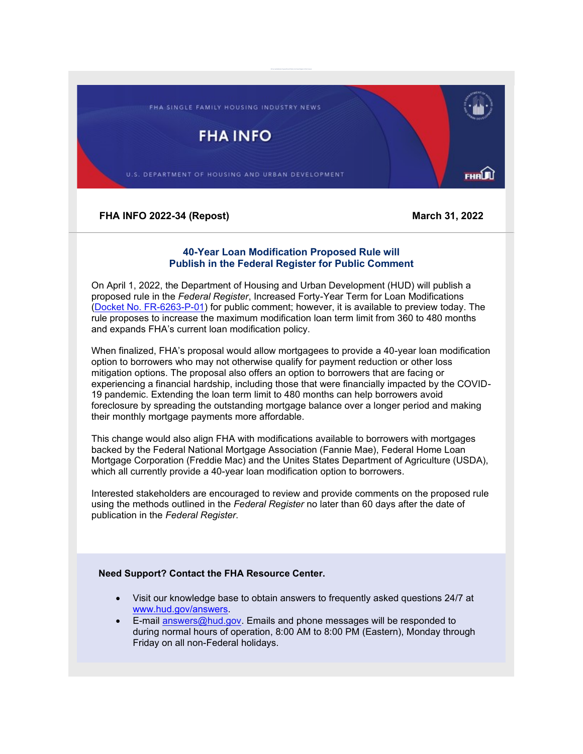FHA SINGLE FAMILY HOUSING INDUSTRY NEWS

# FHA INFO

U.S. DEPARTMENT OF HOUSING AND URBAN DEVELOPMENT

**FHA INFO 2022-34 (Repost)** **March 31, 2022**

## 40-Year Loan Modification Proposed Rule will Publish in the Federal Register for Public Comment

On April 1, 2022, the Department of Housing and Urban Development (HUD) will publish a proposed rule in the *Federal Register*, Increased Forty-Year Term for Loan Modifications ([Docket No. FR-6263-P-01]) for public comment; however, it is available to preview today. The rule proposes to increase the maximum modification loan term limit from 360 to 480 months and expands FHA's current loan modification policy.

When finalized, FHA's proposal would allow mortgagees to provide a 40-year loan modification option to borrowers who may not otherwise qualify for payment reduction or other loss mitigation options. The proposal also offers an option to borrowers that are facing or experiencing a financial hardship, including those that were financially impacted by the COVID-19 pandemic. Extending the loan term limit to 480 months can help borrowers avoid foreclosure by spreading the outstanding mortgage balance over a longer period and making their monthly mortgage payments more affordable.

This change would also align FHA with modifications available to borrowers with mortgages backed by the Federal National Mortgage Association (Fannie Mae), Federal Home Loan Mortgage Corporation (Freddie Mac) and the Unites States Department of Agriculture (USDA), which all currently provide a 40-year loan modification option to borrowers.

Interested stakeholders are encouraged to review and provide comments on the proposed rule using the methods outlined in the *Federal Register* no later than 60 days after the date of publication in the *Federal Register*.

**Need Support? Contact the FHA Resource Center.**

- Visit our knowledge base to obtain answers to frequently asked questions 24/7 at www.hud.gov/answers.
- E-mail answers@hud.gov. Emails and phone messages will be responded to during normal hours of operation, 8:00 AM to 8:00 PM (Eastern), Monday through Friday on all non-Federal holidays.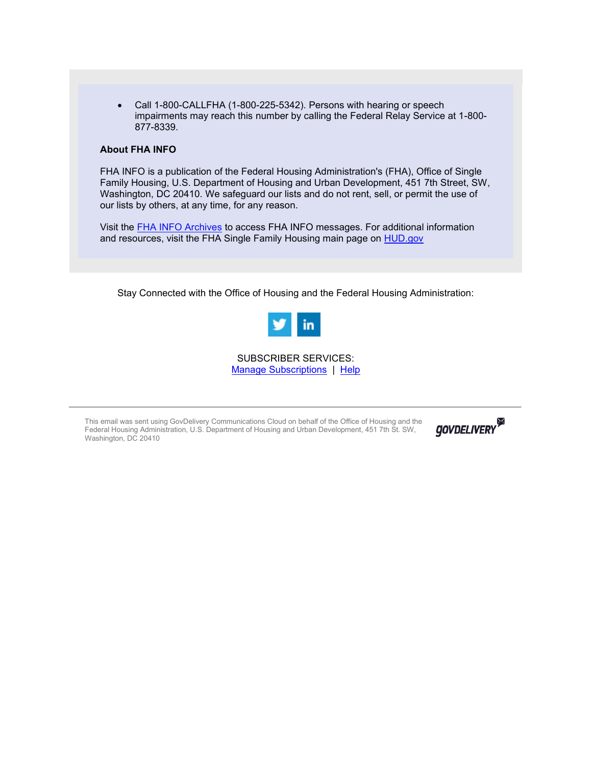- Call 1-800-CALLFHA (1-800-225-5342). Persons with hearing or speech impairments may reach this number by calling the Federal Relay Service at 1-800-877-8339.

**About FHA INFO**

FHA INFO is a publication of the Federal Housing Administration's (FHA), Office of Single Family Housing, U.S. Department of Housing and Urban Development, 451 7th Street, SW, Washington, DC 20410. We safeguard our lists and do not rent, sell, or permit the use of our lists by others, at any time, for any reason.

Visit the FHA INFO Archives to access FHA INFO messages. For additional information and resources, visit the FHA Single Family Housing main page on HUD.gov

Stay Connected with the Office of Housing and the Federal Housing Administration:

SUBSCRIBER SERVICES:
Manage Subscriptions | Help

This email was sent using GovDelivery Communications Cloud on behalf of the Office of Housing and the Federal Housing Administration, U.S. Department of Housing and Urban Development, 451 7th St. SW, Washington, DC 20410

GOVDELIVERY